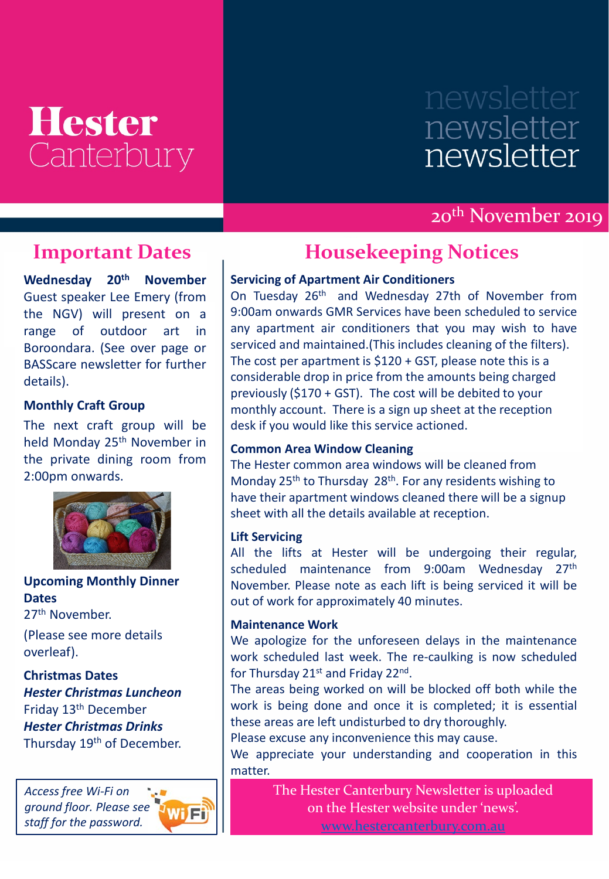# Hester Canterbury

newsletter
newsletter
newsletter

20th November 2019

## Important Dates

**Wednesday 20th November**
Guest speaker Lee Emery (from the NGV) will present on a range of outdoor art in Boroondara. (See over page or BASScare newsletter for further details).

**Monthly Craft Group**

The next craft group will be held Monday 25th November in the private dining room from 2:00pm onwards.

**Upcoming Monthly Dinner Dates**
27th November.

(Please see more details overleaf).

**Christmas Dates**
***Hester Christmas Luncheon***
Friday 13th December
***Hester Christmas Drinks***
Thursday 19th of December.

*Access free Wi-Fi on ground floor. Please see staff for the password.*

## Housekeeping Notices

**Servicing of Apartment Air Conditioners**
On Tuesday 26th and Wednesday 27th of November from 9:00am onwards GMR Services have been scheduled to service any apartment air conditioners that you may wish to have serviced and maintained.(This includes cleaning of the filters). The cost per apartment is $120 + GST, please note this is a considerable drop in price from the amounts being charged previously ($170 + GST). The cost will be debited to your monthly account. There is a sign up sheet at the reception desk if you would like this service actioned.

**Common Area Window Cleaning**
The Hester common area windows will be cleaned from Monday 25th to Thursday 28th. For any residents wishing to have their apartment windows cleaned there will be a signup sheet with all the details available at reception.

**Lift Servicing**
All the lifts at Hester will be undergoing their regular, scheduled maintenance from 9:00am Wednesday 27th November. Please note as each lift is being serviced it will be out of work for approximately 40 minutes.

**Maintenance Work**
We apologize for the unforeseen delays in the maintenance work scheduled last week. The re-caulking is now scheduled for Thursday 21st and Friday 22nd.
The areas being worked on will be blocked off both while the work is being done and once it is completed; it is essential these areas are left undisturbed to dry thoroughly.
Please excuse any inconvenience this may cause.
We appreciate your understanding and cooperation in this matter.

The Hester Canterbury Newsletter is uploaded on the Hester website under 'news'.
www.hestercanterbury.com.au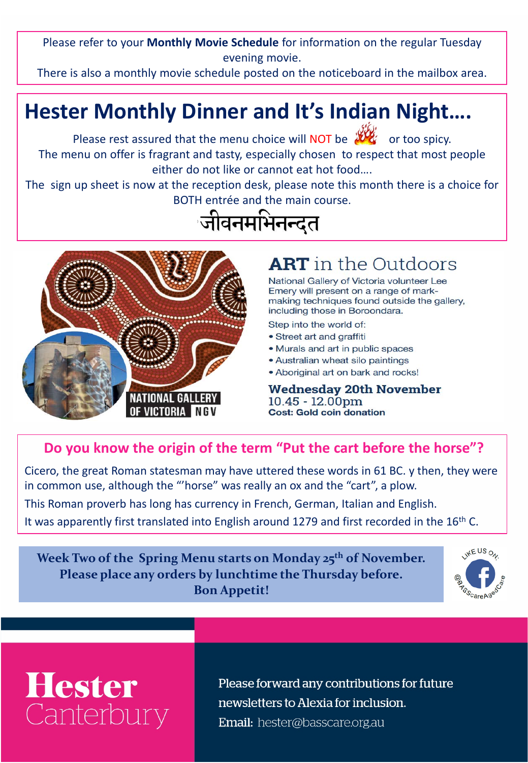Please refer to your **Monthly Movie Schedule** for information on the regular Tuesday evening movie.
There is also a monthly movie schedule posted on the noticeboard in the mailbox area.

# Hester Monthly Dinner and It's Indian Night….

Please rest assured that the menu choice will NOT be or too spicy.
The menu on offer is fragrant and tasty, especially chosen to respect that most people either do not like or cannot eat hot food….
The sign up sheet is now at the reception desk, please note this month there is a choice for BOTH entrée and the main course.

जीवनमभिनन्दत

NATIONAL GALLERY OF VICTORIA NGV

## ART in the Outdoors

National Gallery of Victoria volunteer Lee Emery will present on a range of mark-making techniques found outside the gallery, including those in Boroondara.

Step into the world of:

- Street art and graffiti
- Murals and art in public spaces
- Australian wheat silo paintings
- Aboriginal art on bark and rocks!

**Wednesday 20th November**
10.45 - 12.00pm
**Cost: Gold coin donation**

## Do you know the origin of the term "Put the cart before the horse"?

Cicero, the great Roman statesman may have uttered these words in 61 BC. y then, they were in common use, although the "'horse" was really an ox and the "cart", a plow.

This Roman proverb has long has currency in French, German, Italian and English.

It was apparently first translated into English around 1279 and first recorded in the 16th C.

**Week Two of the Spring Menu starts on Monday 25th of November.**
**Please place any orders by lunchtime the Thursday before.**
**Bon Appetit!**

LIKE US ON @BASScareAgedCare

**Hester** Canterbury

Please forward any contributions for future newsletters to Alexia for inclusion.
Email: hester@basscare.org.au